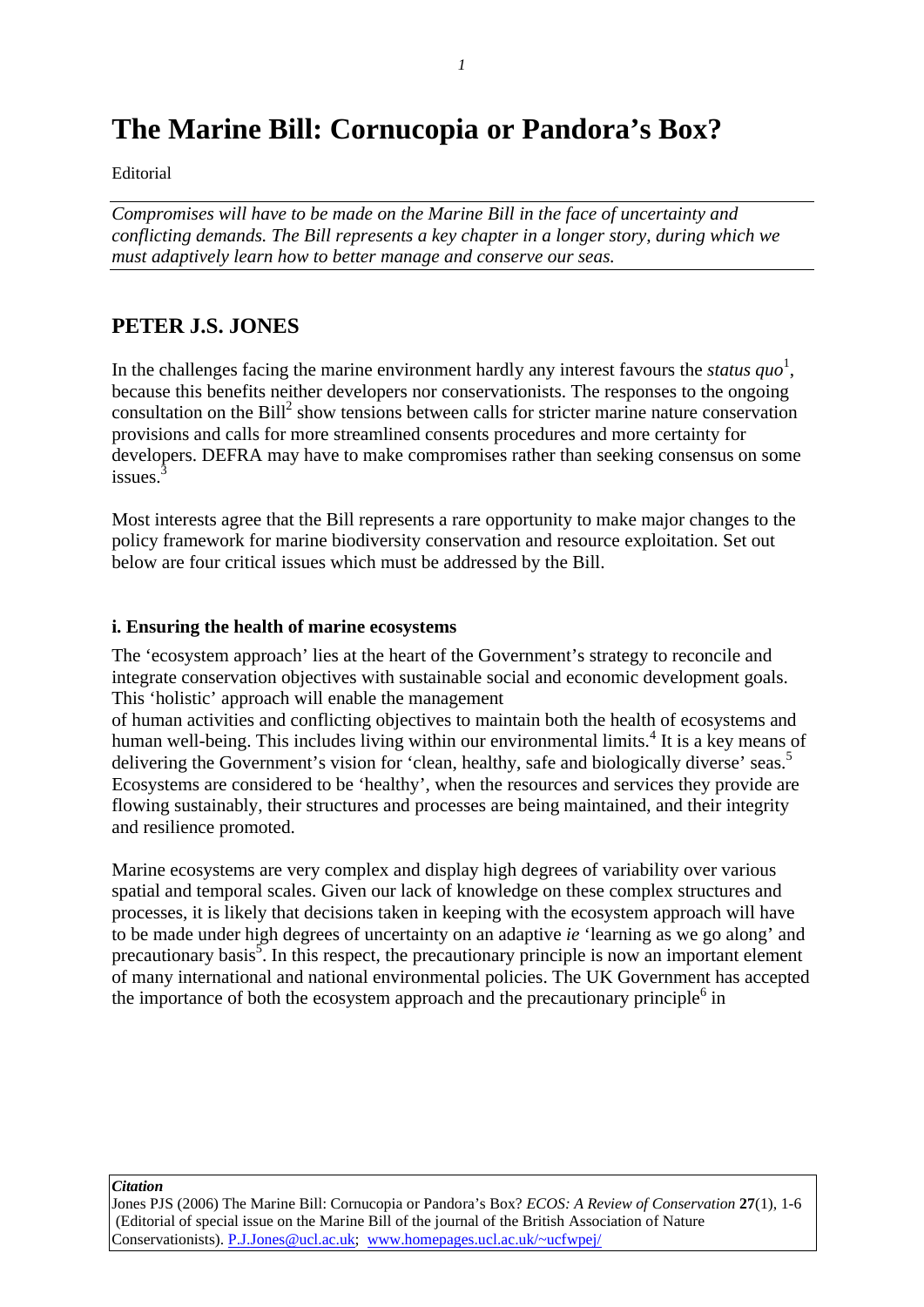# The Marine Bill: Cornucopia or Pandora's Box?

Editorial

*Compromises will have to be made on the Marine Bill in the face of uncertainty and conflicting demands. The Bill represents a key chapter in a longer story, during which we must adaptively learn how to better manage and conserve our seas.*

## PETER J.S. JONES

In the challenges facing the marine environment hardly any interest favours the *status quo*[1], because this benefits neither developers nor conservationists. The responses to the ongoing consultation on the Bill[2] show tensions between calls for stricter marine nature conservation provisions and calls for more streamlined consents procedures and more certainty for developers. DEFRA may have to make compromises rather than seeking consensus on some issues.[3]

Most interests agree that the Bill represents a rare opportunity to make major changes to the policy framework for marine biodiversity conservation and resource exploitation. Set out below are four critical issues which must be addressed by the Bill.

### i. Ensuring the health of marine ecosystems

The 'ecosystem approach' lies at the heart of the Government's strategy to reconcile and integrate conservation objectives with sustainable social and economic development goals. This 'holistic' approach will enable the management of human activities and conflicting objectives to maintain both the health of ecosystems and human well-being. This includes living within our environmental limits.[4] It is a key means of delivering the Government's vision for 'clean, healthy, safe and biologically diverse' seas.[5] Ecosystems are considered to be 'healthy', when the resources and services they provide are flowing sustainably, their structures and processes are being maintained, and their integrity and resilience promoted.

Marine ecosystems are very complex and display high degrees of variability over various spatial and temporal scales. Given our lack of knowledge on these complex structures and processes, it is likely that decisions taken in keeping with the ecosystem approach will have to be made under high degrees of uncertainty on an adaptive *ie* 'learning as we go along' and precautionary basis[5]. In this respect, the precautionary principle is now an important element of many international and national environmental policies. The UK Government has accepted the importance of both the ecosystem approach and the precautionary principle[6] in

***Citation***
Jones PJS (2006) The Marine Bill: Cornucopia or Pandora's Box? *ECOS: A Review of Conservation* **27**(1), 1-6 (Editorial of special issue on the Marine Bill of the journal of the British Association of Nature Conservationists). P.J.Jones@ucl.ac.uk; www.homepages.ucl.ac.uk/~ucfwpej/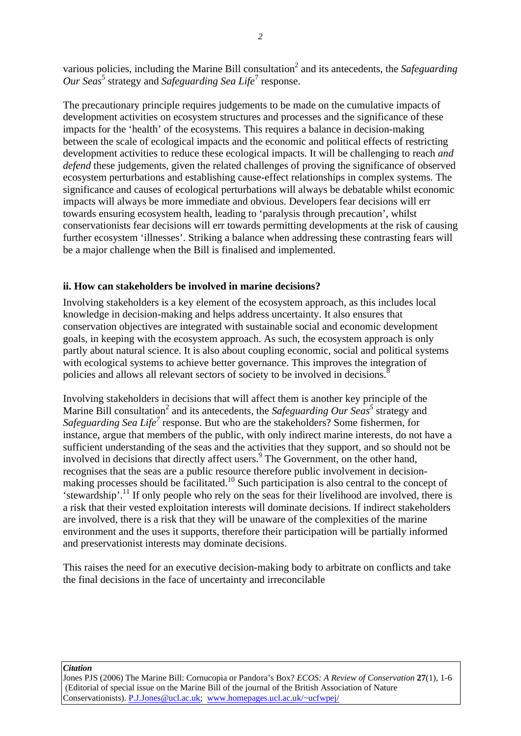various policies, including the Marine Bill consultation[2] and its antecedents, the *Safeguarding Our Seas*[5] strategy and *Safeguarding Sea Life*[7] response.

The precautionary principle requires judgements to be made on the cumulative impacts of development activities on ecosystem structures and processes and the significance of these impacts for the 'health' of the ecosystems. This requires a balance in decision-making between the scale of ecological impacts and the economic and political effects of restricting development activities to reduce these ecological impacts. It will be challenging to reach *and defend* these judgements, given the related challenges of proving the significance of observed ecosystem perturbations and establishing cause-effect relationships in complex systems. The significance and causes of ecological perturbations will always be debatable whilst economic impacts will always be more immediate and obvious. Developers fear decisions will err towards ensuring ecosystem health, leading to 'paralysis through precaution', whilst conservationists fear decisions will err towards permitting developments at the risk of causing further ecosystem 'illnesses'. Striking a balance when addressing these contrasting fears will be a major challenge when the Bill is finalised and implemented.

### ii. How can stakeholders be involved in marine decisions?

Involving stakeholders is a key element of the ecosystem approach, as this includes local knowledge in decision-making and helps address uncertainty. It also ensures that conservation objectives are integrated with sustainable social and economic development goals, in keeping with the ecosystem approach. As such, the ecosystem approach is only partly about natural science. It is also about coupling economic, social and political systems with ecological systems to achieve better governance. This improves the integration of policies and allows all relevant sectors of society to be involved in decisions.[8]

Involving stakeholders in decisions that will affect them is another key principle of the Marine Bill consultation[2] and its antecedents, the *Safeguarding Our Seas*[5] strategy and *Safeguarding Sea Life*[7] response. But who are the stakeholders? Some fishermen, for instance, argue that members of the public, with only indirect marine interests, do not have a sufficient understanding of the seas and the activities that they support, and so should not be involved in decisions that directly affect users.[9] The Government, on the other hand, recognises that the seas are a public resource therefore public involvement in decision-making processes should be facilitated.[10] Such participation is also central to the concept of 'stewardship'.[11] If only people who rely on the seas for their livelihood are involved, there is a risk that their vested exploitation interests will dominate decisions. If indirect stakeholders are involved, there is a risk that they will be unaware of the complexities of the marine environment and the uses it supports, therefore their participation will be partially informed and preservationist interests may dominate decisions.

This raises the need for an executive decision-making body to arbitrate on conflicts and take the final decisions in the face of uncertainty and irreconcilable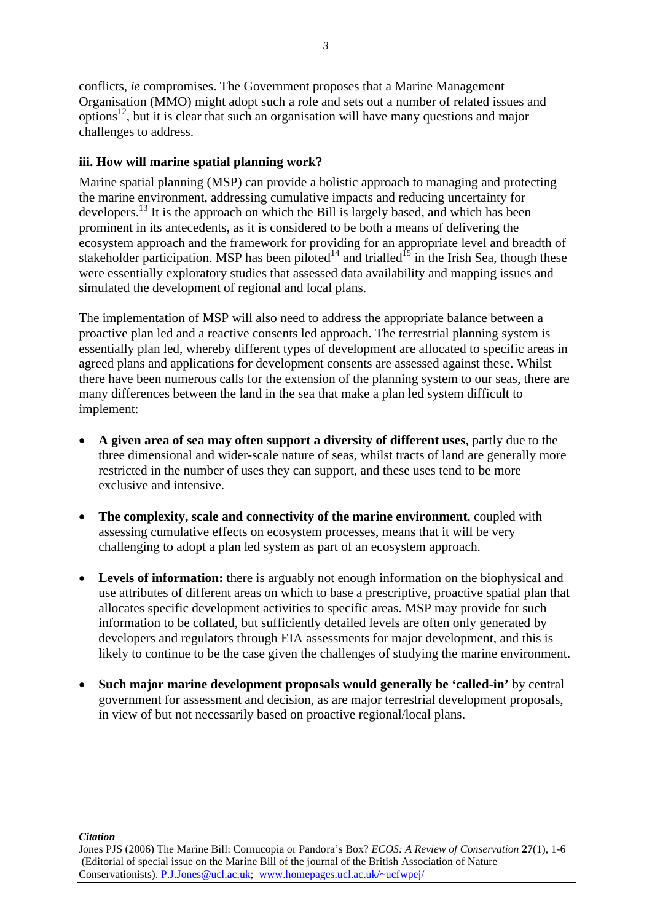conflicts, *ie* compromises. The Government proposes that a Marine Management Organisation (MMO) might adopt such a role and sets out a number of related issues and options[12], but it is clear that such an organisation will have many questions and major challenges to address.

### iii. How will marine spatial planning work?

Marine spatial planning (MSP) can provide a holistic approach to managing and protecting the marine environment, addressing cumulative impacts and reducing uncertainty for developers.[13] It is the approach on which the Bill is largely based, and which has been prominent in its antecedents, as it is considered to be both a means of delivering the ecosystem approach and the framework for providing for an appropriate level and breadth of stakeholder participation. MSP has been piloted[14] and trialled[15] in the Irish Sea, though these were essentially exploratory studies that assessed data availability and mapping issues and simulated the development of regional and local plans.

The implementation of MSP will also need to address the appropriate balance between a proactive plan led and a reactive consents led approach. The terrestrial planning system is essentially plan led, whereby different types of development are allocated to specific areas in agreed plans and applications for development consents are assessed against these. Whilst there have been numerous calls for the extension of the planning system to our seas, there are many differences between the land in the sea that make a plan led system difficult to implement:

- **A given area of sea may often support a diversity of different uses**, partly due to the three dimensional and wider-scale nature of seas, whilst tracts of land are generally more restricted in the number of uses they can support, and these uses tend to be more exclusive and intensive.

- **The complexity, scale and connectivity of the marine environment**, coupled with assessing cumulative effects on ecosystem processes, means that it will be very challenging to adopt a plan led system as part of an ecosystem approach.

- **Levels of information:** there is arguably not enough information on the biophysical and use attributes of different areas on which to base a prescriptive, proactive spatial plan that allocates specific development activities to specific areas. MSP may provide for such information to be collated, but sufficiently detailed levels are often only generated by developers and regulators through EIA assessments for major development, and this is likely to continue to be the case given the challenges of studying the marine environment.

- **Such major marine development proposals would generally be 'called-in'** by central government for assessment and decision, as are major terrestrial development proposals, in view of but not necessarily based on proactive regional/local plans.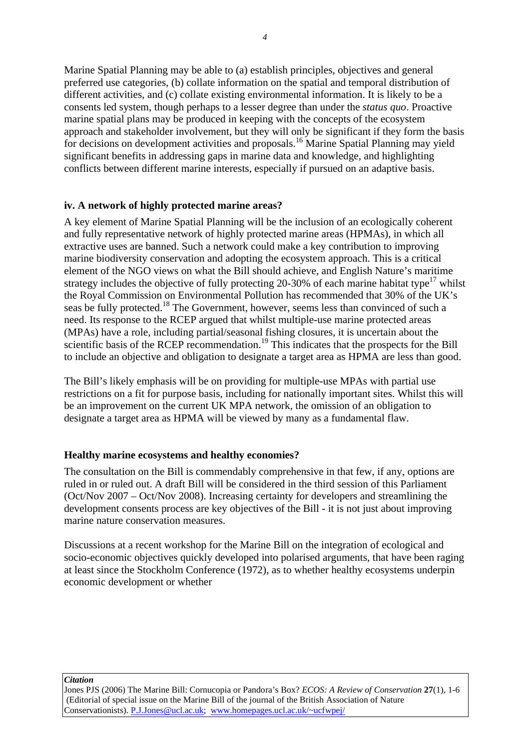Marine Spatial Planning may be able to (a) establish principles, objectives and general preferred use categories, (b) collate information on the spatial and temporal distribution of different activities, and (c) collate existing environmental information. It is likely to be a consents led system, though perhaps to a lesser degree than under the *status quo*. Proactive marine spatial plans may be produced in keeping with the concepts of the ecosystem approach and stakeholder involvement, but they will only be significant if they form the basis for decisions on development activities and proposals.[16] Marine Spatial Planning may yield significant benefits in addressing gaps in marine data and knowledge, and highlighting conflicts between different marine interests, especially if pursued on an adaptive basis.

### iv. A network of highly protected marine areas?

A key element of Marine Spatial Planning will be the inclusion of an ecologically coherent and fully representative network of highly protected marine areas (HPMAs), in which all extractive uses are banned. Such a network could make a key contribution to improving marine biodiversity conservation and adopting the ecosystem approach. This is a critical element of the NGO views on what the Bill should achieve, and English Nature's maritime strategy includes the objective of fully protecting 20-30% of each marine habitat type[17] whilst the Royal Commission on Environmental Pollution has recommended that 30% of the UK's seas be fully protected.[18] The Government, however, seems less than convinced of such a need. Its response to the RCEP argued that whilst multiple-use marine protected areas (MPAs) have a role, including partial/seasonal fishing closures, it is uncertain about the scientific basis of the RCEP recommendation.[19] This indicates that the prospects for the Bill to include an objective and obligation to designate a target area as HPMA are less than good.

The Bill's likely emphasis will be on providing for multiple-use MPAs with partial use restrictions on a fit for purpose basis, including for nationally important sites. Whilst this will be an improvement on the current UK MPA network, the omission of an obligation to designate a target area as HPMA will be viewed by many as a fundamental flaw.

### Healthy marine ecosystems and healthy economies?

The consultation on the Bill is commendably comprehensive in that few, if any, options are ruled in or ruled out. A draft Bill will be considered in the third session of this Parliament (Oct/Nov 2007 – Oct/Nov 2008). Increasing certainty for developers and streamlining the development consents process are key objectives of the Bill - it is not just about improving marine nature conservation measures.

Discussions at a recent workshop for the Marine Bill on the integration of ecological and socio-economic objectives quickly developed into polarised arguments, that have been raging at least since the Stockholm Conference (1972), as to whether healthy ecosystems underpin economic development or whether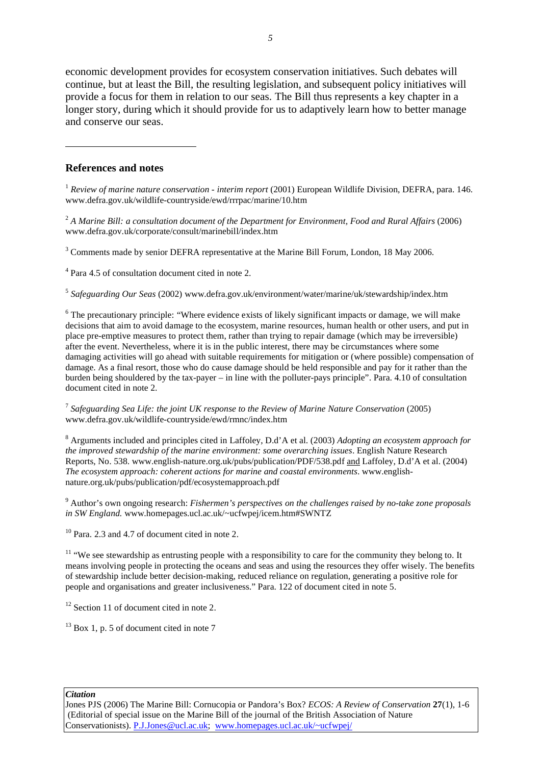economic development provides for ecosystem conservation initiatives. Such debates will continue, but at least the Bill, the resulting legislation, and subsequent policy initiatives will provide a focus for them in relation to our seas. The Bill thus represents a key chapter in a longer story, during which it should provide for us to adaptively learn how to better manage and conserve our seas.

---

## References and notes

[1] *Review of marine nature conservation - interim report* (2001) European Wildlife Division, DEFRA, para. 146. www.defra.gov.uk/wildlife-countryside/ewd/rrrpac/marine/10.htm

[2] *A Marine Bill: a consultation document of the Department for Environment, Food and Rural Affairs* (2006) www.defra.gov.uk/corporate/consult/marinebill/index.htm

[3] Comments made by senior DEFRA representative at the Marine Bill Forum, London, 18 May 2006.

[4] Para 4.5 of consultation document cited in note 2.

[5] *Safeguarding Our Seas* (2002) www.defra.gov.uk/environment/water/marine/uk/stewardship/index.htm

[6] The precautionary principle: "Where evidence exists of likely significant impacts or damage, we will make decisions that aim to avoid damage to the ecosystem, marine resources, human health or other users, and put in place pre-emptive measures to protect them, rather than trying to repair damage (which may be irreversible) after the event. Nevertheless, where it is in the public interest, there may be circumstances where some damaging activities will go ahead with suitable requirements for mitigation or (where possible) compensation of damage. As a final resort, those who do cause damage should be held responsible and pay for it rather than the burden being shouldered by the tax-payer – in line with the polluter-pays principle". Para. 4.10 of consultation document cited in note 2.

[7] *Safeguarding Sea Life: the joint UK response to the Review of Marine Nature Conservation* (2005) www.defra.gov.uk/wildlife-countryside/ewd/rmnc/index.htm

[8] Arguments included and principles cited in Laffoley, D.d'A et al. (2003) *Adopting an ecosystem approach for the improved stewardship of the marine environment: some overarching issues*. English Nature Research Reports, No. 538. www.english-nature.org.uk/pubs/publication/PDF/538.pdf and Laffoley, D.d'A et al. (2004) *The ecosystem approach: coherent actions for marine and coastal environments*. www.english-nature.org.uk/pubs/publication/pdf/ecosystemapproach.pdf

[9] Author's own ongoing research: *Fishermen's perspectives on the challenges raised by no-take zone proposals in SW England.* www.homepages.ucl.ac.uk/~ucfwpej/icem.htm#SWNTZ

[10] Para. 2.3 and 4.7 of document cited in note 2.

[11] "We see stewardship as entrusting people with a responsibility to care for the community they belong to. It means involving people in protecting the oceans and seas and using the resources they offer wisely. The benefits of stewardship include better decision-making, reduced reliance on regulation, generating a positive role for people and organisations and greater inclusiveness." Para. 122 of document cited in note 5.

[12] Section 11 of document cited in note 2.

[13] Box 1, p. 5 of document cited in note 7

***Citation***
Jones PJS (2006) The Marine Bill: Cornucopia or Pandora's Box? *ECOS: A Review of Conservation* **27**(1), 1-6 (Editorial of special issue on the Marine Bill of the journal of the British Association of Nature Conservationists). P.J.Jones@ucl.ac.uk; www.homepages.ucl.ac.uk/~ucfwpej/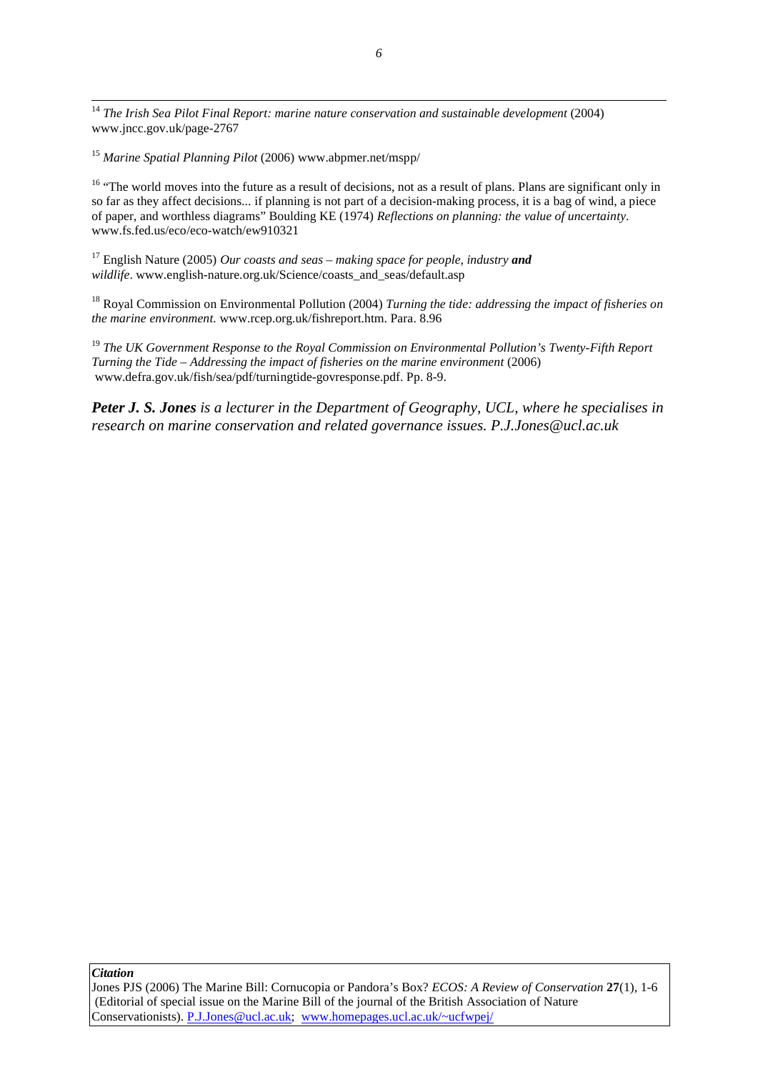[14] *The Irish Sea Pilot Final Report: marine nature conservation and sustainable development* (2004) www.jncc.gov.uk/page-2767

[15] *Marine Spatial Planning Pilot* (2006) www.abpmer.net/mspp/

[16] "The world moves into the future as a result of decisions, not as a result of plans. Plans are significant only in so far as they affect decisions... if planning is not part of a decision-making process, it is a bag of wind, a piece of paper, and worthless diagrams" Boulding KE (1974) *Reflections on planning: the value of uncertainty*. www.fs.fed.us/eco/eco-watch/ew910321

[17] English Nature (2005) *Our coasts and seas – making space for people, industry* ***and*** *wildlife*. www.english-nature.org.uk/Science/coasts_and_seas/default.asp

[18] Royal Commission on Environmental Pollution (2004) *Turning the tide: addressing the impact of fisheries on the marine environment.* www.rcep.org.uk/fishreport.htm. Para. 8.96

[19] *The UK Government Response to the Royal Commission on Environmental Pollution's Twenty-Fifth Report Turning the Tide – Addressing the impact of fisheries on the marine environment* (2006) www.defra.gov.uk/fish/sea/pdf/turningtide-govresponse.pdf. Pp. 8-9.

***Peter J. S. Jones*** *is a lecturer in the Department of Geography, UCL, where he specialises in research on marine conservation and related governance issues. P.J.Jones@ucl.ac.uk*

***Citation***

Jones PJS (2006) The Marine Bill: Cornucopia or Pandora's Box? *ECOS: A Review of Conservation* **27**(1), 1-6 (Editorial of special issue on the Marine Bill of the journal of the British Association of Nature Conservationists). P.J.Jones@ucl.ac.uk; www.homepages.ucl.ac.uk/~ucfwpej/